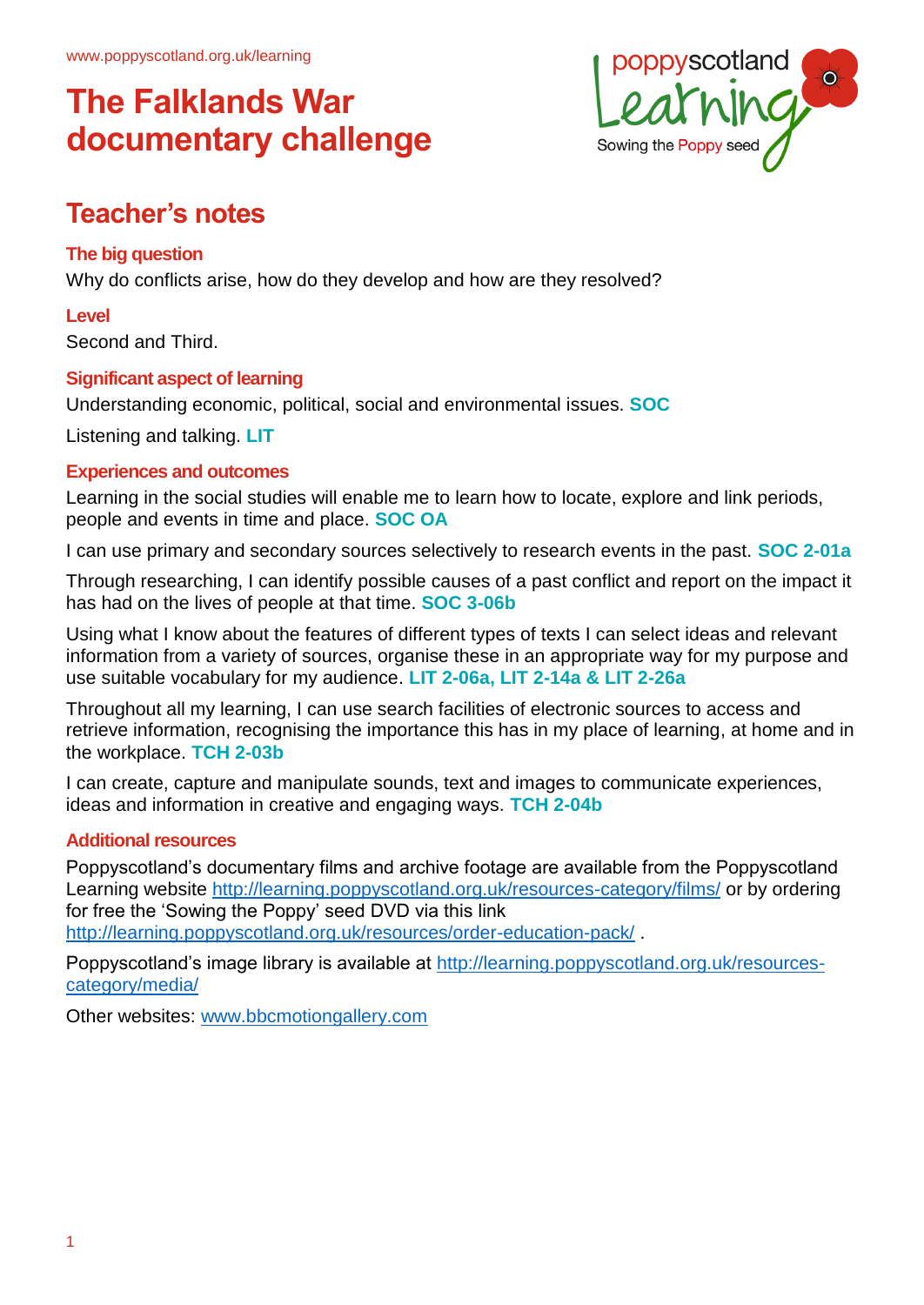www.poppyscotland.org.uk/learning

# The Falklands War documentary challenge

poppyscotland Learning
Sowing the Poppy seed

## Teacher's notes

### The big question

Why do conflicts arise, how do they develop and how are they resolved?

### Level

Second and Third.

### Significant aspect of learning

Understanding economic, political, social and environmental issues. **SOC**

Listening and talking. **LIT**

### Experiences and outcomes

Learning in the social studies will enable me to learn how to locate, explore and link periods, people and events in time and place. **SOC OA**

I can use primary and secondary sources selectively to research events in the past. **SOC 2-01a**

Through researching, I can identify possible causes of a past conflict and report on the impact it has had on the lives of people at that time. **SOC 3-06b**

Using what I know about the features of different types of texts I can select ideas and relevant information from a variety of sources, organise these in an appropriate way for my purpose and use suitable vocabulary for my audience. **LIT 2-06a, LIT 2-14a & LIT 2-26a**

Throughout all my learning, I can use search facilities of electronic sources to access and retrieve information, recognising the importance this has in my place of learning, at home and in the workplace. **TCH 2-03b**

I can create, capture and manipulate sounds, text and images to communicate experiences, ideas and information in creative and engaging ways. **TCH 2-04b**

### Additional resources

Poppyscotland's documentary films and archive footage are available from the Poppyscotland Learning website http://learning.poppyscotland.org.uk/resources-category/films/ or by ordering for free the 'Sowing the Poppy' seed DVD via this link http://learning.poppyscotland.org.uk/resources/order-education-pack/ .

Poppyscotland's image library is available at http://learning.poppyscotland.org.uk/resources-category/media/

Other websites: www.bbcmotiongallery.com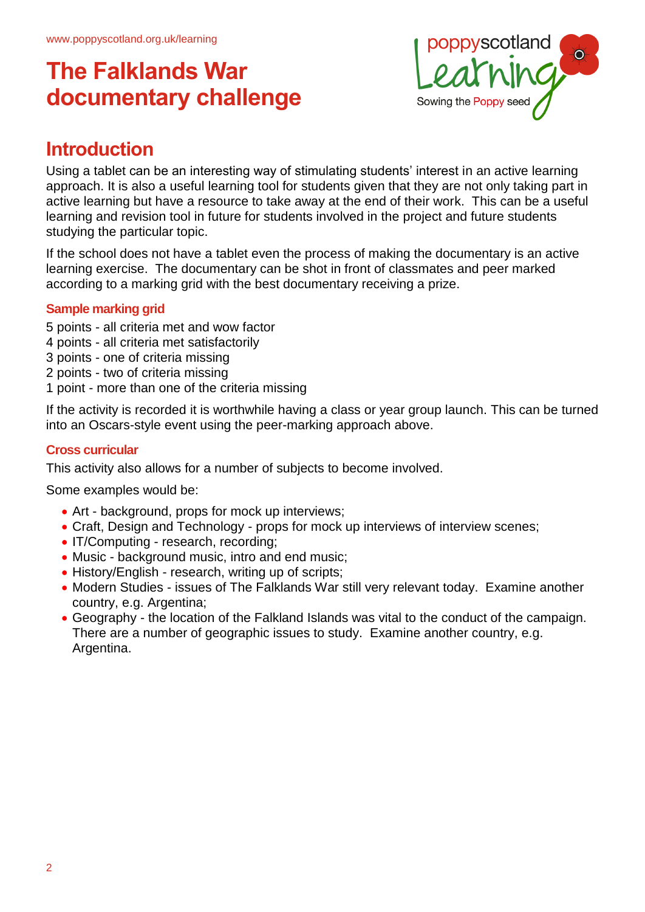# The Falklands War documentary challenge

## Introduction

Using a tablet can be an interesting way of stimulating students' interest in an active learning approach. It is also a useful learning tool for students given that they are not only taking part in active learning but have a resource to take away at the end of their work. This can be a useful learning and revision tool in future for students involved in the project and future students studying the particular topic.

If the school does not have a tablet even the process of making the documentary is an active learning exercise. The documentary can be shot in front of classmates and peer marked according to a marking grid with the best documentary receiving a prize.

### Sample marking grid

5 points - all criteria met and wow factor
4 points - all criteria met satisfactorily
3 points - one of criteria missing
2 points - two of criteria missing
1 point - more than one of the criteria missing

If the activity is recorded it is worthwhile having a class or year group launch. This can be turned into an Oscars-style event using the peer-marking approach above.

### Cross curricular

This activity also allows for a number of subjects to become involved.

Some examples would be:

- Art - background, props for mock up interviews;
- Craft, Design and Technology - props for mock up interviews of interview scenes;
- IT/Computing - research, recording;
- Music - background music, intro and end music;
- History/English - research, writing up of scripts;
- Modern Studies - issues of The Falklands War still very relevant today. Examine another country, e.g. Argentina;
- Geography - the location of the Falkland Islands was vital to the conduct of the campaign. There are a number of geographic issues to study. Examine another country, e.g. Argentina.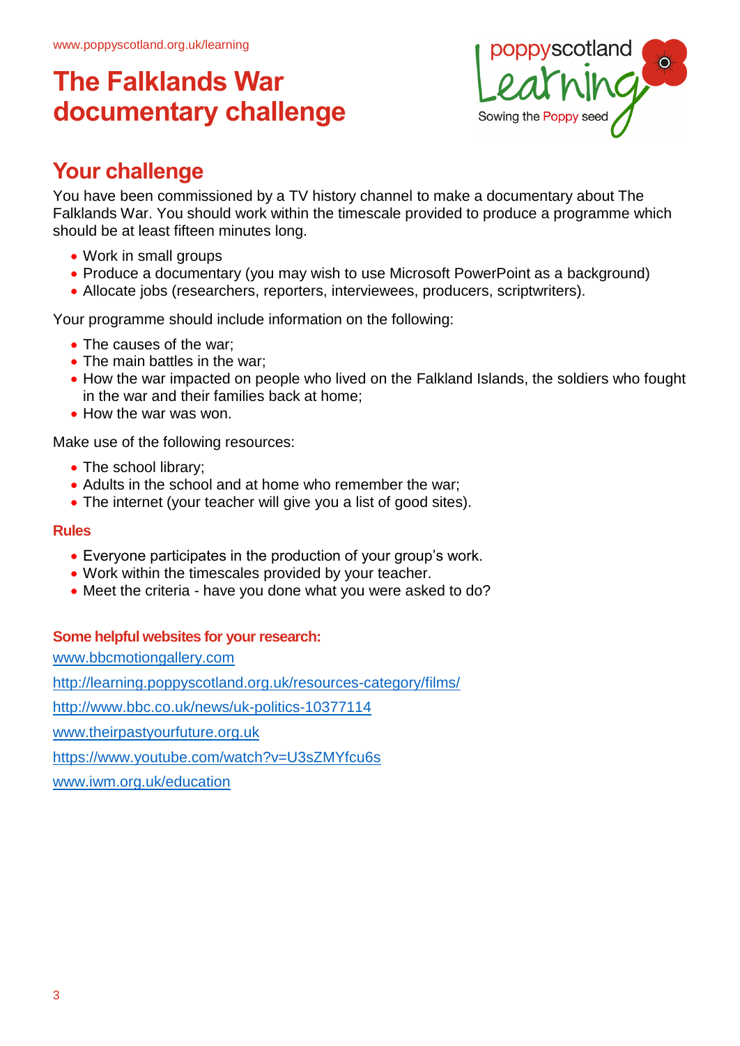# The Falklands War documentary challenge

## Your challenge

You have been commissioned by a TV history channel to make a documentary about The Falklands War. You should work within the timescale provided to produce a programme which should be at least fifteen minutes long.

- Work in small groups
- Produce a documentary (you may wish to use Microsoft PowerPoint as a background)
- Allocate jobs (researchers, reporters, interviewees, producers, scriptwriters).

Your programme should include information on the following:

- The causes of the war;
- The main battles in the war;
- How the war impacted on people who lived on the Falkland Islands, the soldiers who fought in the war and their families back at home;
- How the war was won.

Make use of the following resources:

- The school library;
- Adults in the school and at home who remember the war;
- The internet (your teacher will give you a list of good sites).

### Rules

- Everyone participates in the production of your group's work.
- Work within the timescales provided by your teacher.
- Meet the criteria - have you done what you were asked to do?

### Some helpful websites for your research:

www.bbcmotiongallery.com

http://learning.poppyscotland.org.uk/resources-category/films/

http://www.bbc.co.uk/news/uk-politics-10377114

www.theirpastyourfuture.org.uk

https://www.youtube.com/watch?v=U3sZMYfcu6s

www.iwm.org.uk/education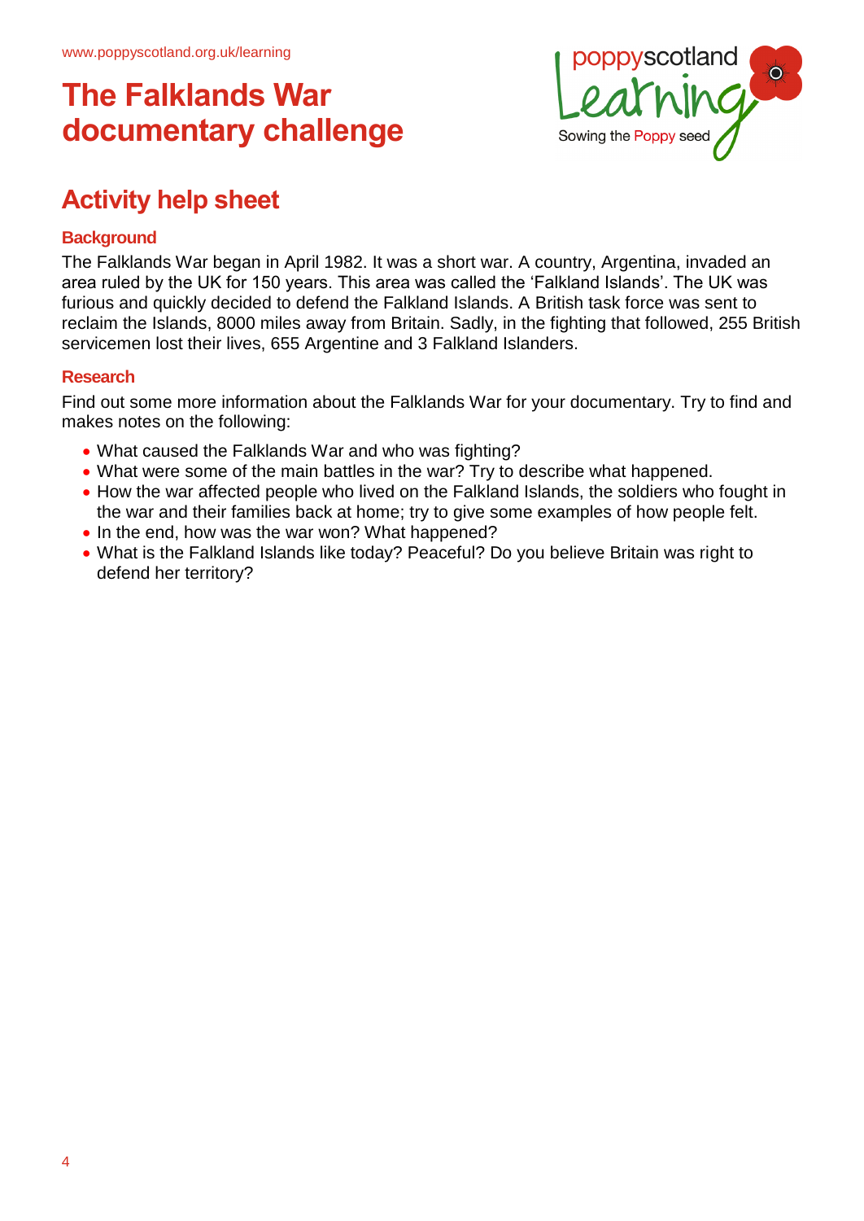# The Falklands War documentary challenge

## Activity help sheet

### Background

The Falklands War began in April 1982. It was a short war. A country, Argentina, invaded an area ruled by the UK for 150 years. This area was called the 'Falkland Islands'. The UK was furious and quickly decided to defend the Falkland Islands. A British task force was sent to reclaim the Islands, 8000 miles away from Britain. Sadly, in the fighting that followed, 255 British servicemen lost their lives, 655 Argentine and 3 Falkland Islanders.

### Research

Find out some more information about the Falklands War for your documentary. Try to find and makes notes on the following:

- What caused the Falklands War and who was fighting?
- What were some of the main battles in the war? Try to describe what happened.
- How the war affected people who lived on the Falkland Islands, the soldiers who fought in the war and their families back at home; try to give some examples of how people felt.
- In the end, how was the war won? What happened?
- What is the Falkland Islands like today? Peaceful? Do you believe Britain was right to defend her territory?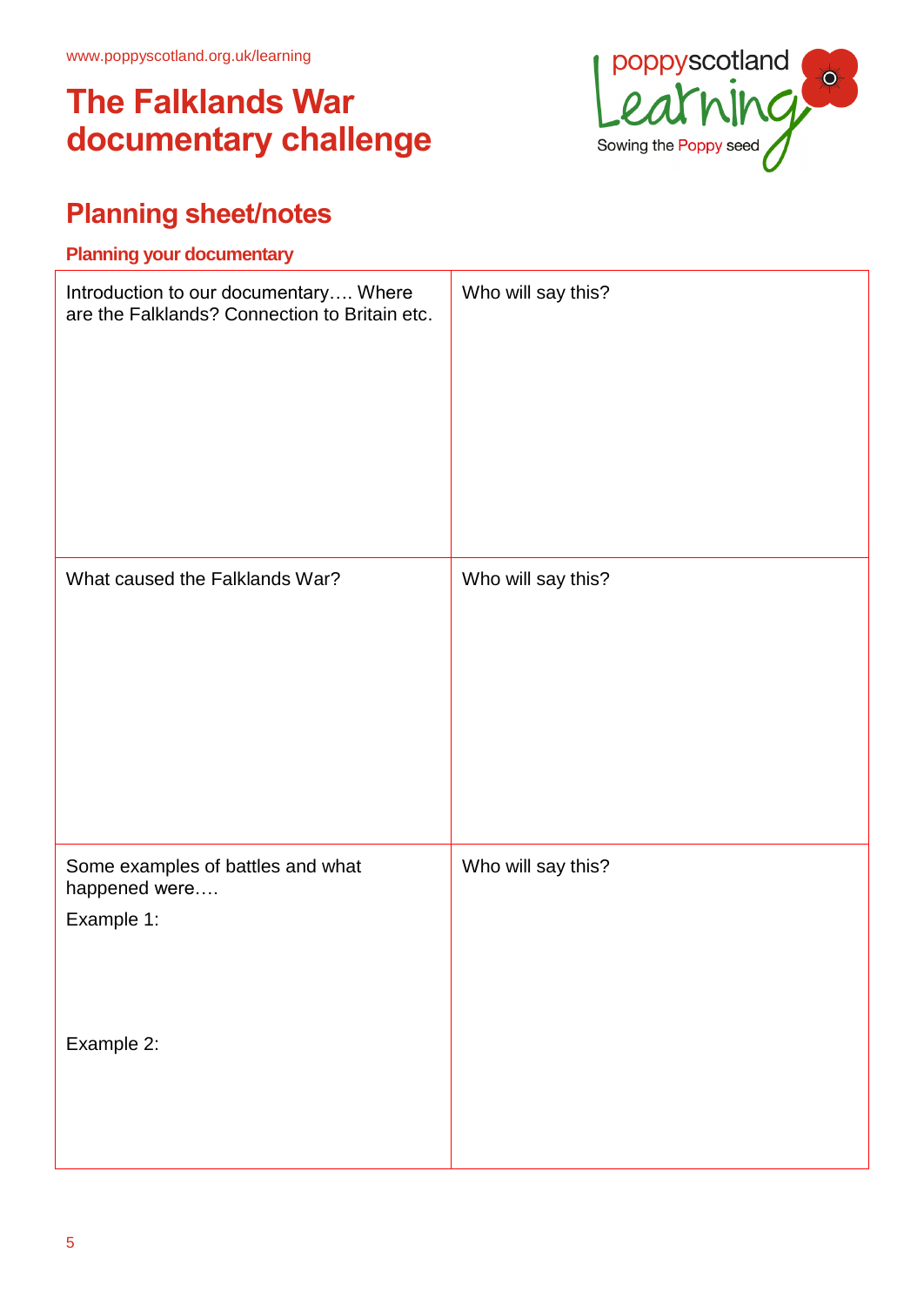www.poppyscotland.org.uk/learning

# The Falklands War documentary challenge

poppyscotland Learning
Sowing the Poppy seed

## Planning sheet/notes

### Planning your documentary

| Introduction to our documentary…. Where are the Falklands? Connection to Britain etc. | Who will say this? |
|---|---|
| What caused the Falklands War? | Who will say this? |
| Some examples of battles and what happened were…. Example 1: Example 2: | Who will say this? |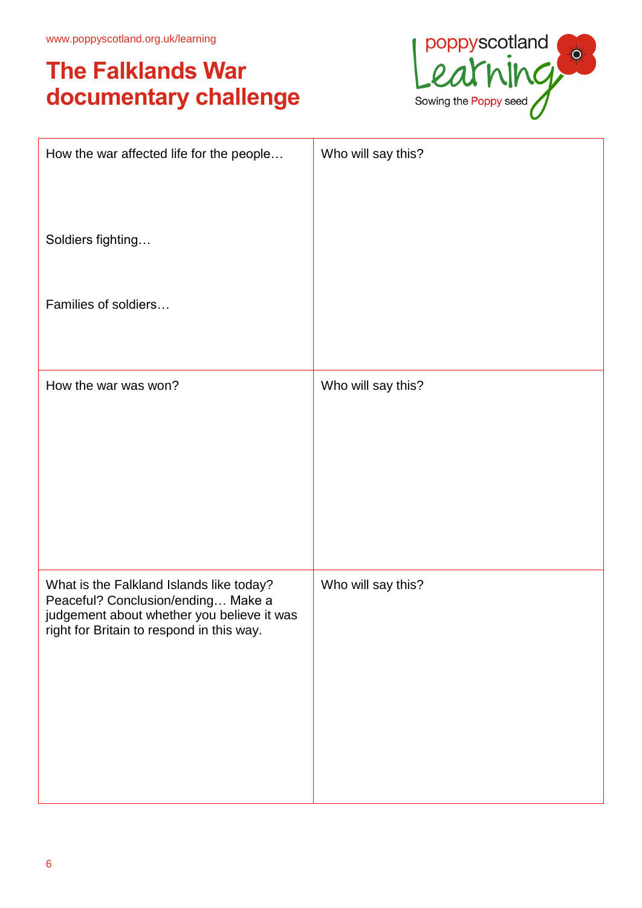www.poppyscotland.org.uk/learning

# The Falklands War documentary challenge

poppyscotland Learning – Sowing the Poppy seed

| | |
|---|---|
| How the war affected life for the people…<br><br>Soldiers fighting…<br><br>Families of soldiers… | Who will say this? |
| How the war was won? | Who will say this? |
| What is the Falkland Islands like today? Peaceful? Conclusion/ending… Make a judgement about whether you believe it was right for Britain to respond in this way. | Who will say this? |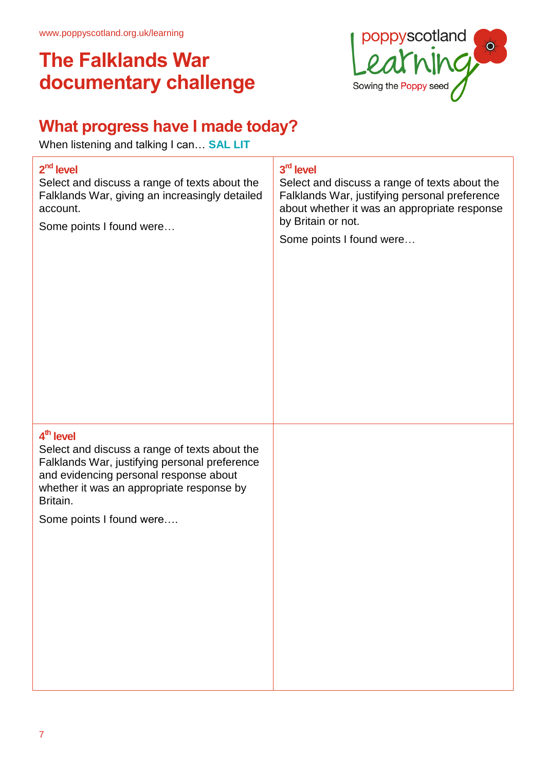# The Falklands War documentary challenge

## What progress have I made today?

When listening and talking I can… **SAL LIT**

| | |
|---|---|
| **2nd level**<br>Select and discuss a range of texts about the Falklands War, giving an increasingly detailed account.<br><br>Some points I found were… | **3rd level**<br>Select and discuss a range of texts about the Falklands War, justifying personal preference about whether it was an appropriate response by Britain or not.<br><br>Some points I found were… |
| **4th level**<br>Select and discuss a range of texts about the Falklands War, justifying personal preference and evidencing personal response about whether it was an appropriate response by Britain.<br><br>Some points I found were…. | |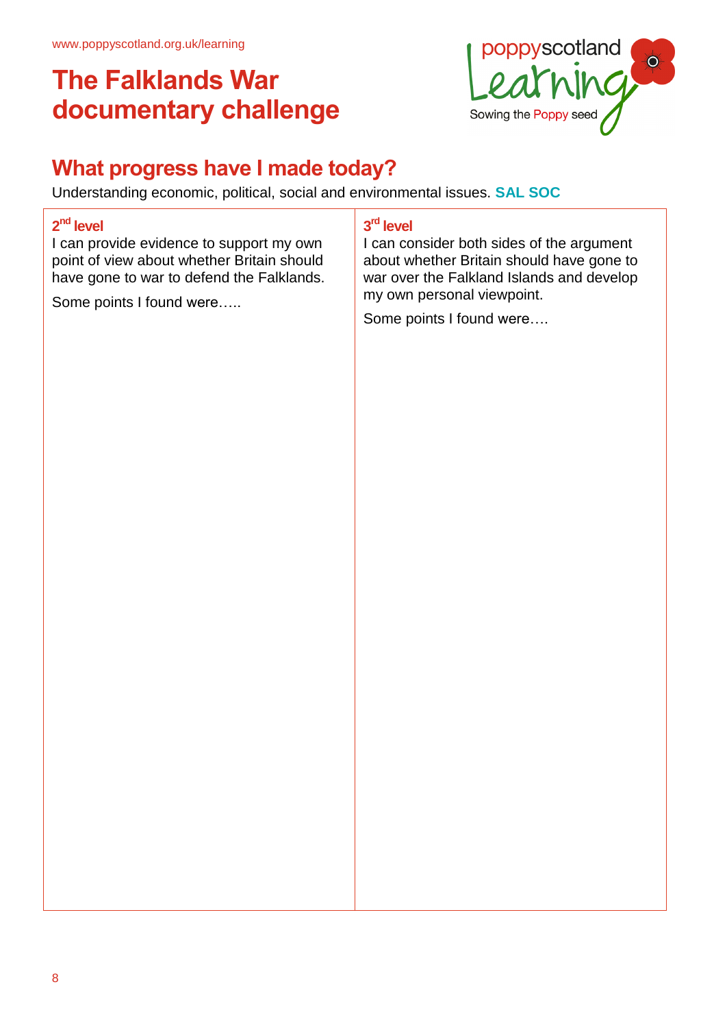www.poppyscotland.org.uk/learning

# The Falklands War documentary challenge

poppyscotland Learning
Sowing the Poppy seed

## What progress have I made today?

Understanding economic, political, social and environmental issues. **SAL SOC**

| 2nd level | 3rd level |
|---|---|
| I can provide evidence to support my own point of view about whether Britain should have gone to war to defend the Falklands.<br><br>Some points I found were….. | I can consider both sides of the argument about whether Britain should have gone to war over the Falkland Islands and develop my own personal viewpoint.<br><br>Some points I found were…. |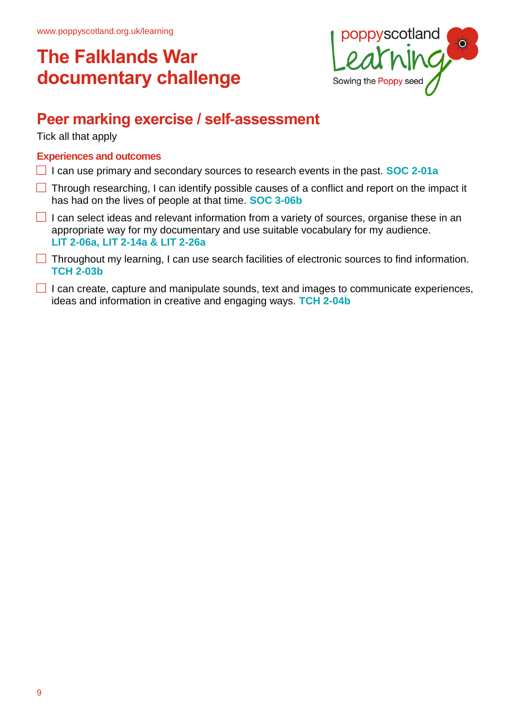www.poppyscotland.org.uk/learning

# The Falklands War documentary challenge

poppyscotland Learning
Sowing the Poppy seed

## Peer marking exercise / self-assessment

Tick all that apply

### Experiences and outcomes

- ☐ I can use primary and secondary sources to research events in the past. **SOC 2-01a**
- ☐ Through researching, I can identify possible causes of a conflict and report on the impact it has had on the lives of people at that time. **SOC 3-06b**
- ☐ I can select ideas and relevant information from a variety of sources, organise these in an appropriate way for my documentary and use suitable vocabulary for my audience. **LIT 2-06a, LIT 2-14a & LIT 2-26a**
- ☐ Throughout my learning, I can use search facilities of electronic sources to find information. **TCH 2-03b**
- ☐ I can create, capture and manipulate sounds, text and images to communicate experiences, ideas and information in creative and engaging ways. **TCH 2-04b**